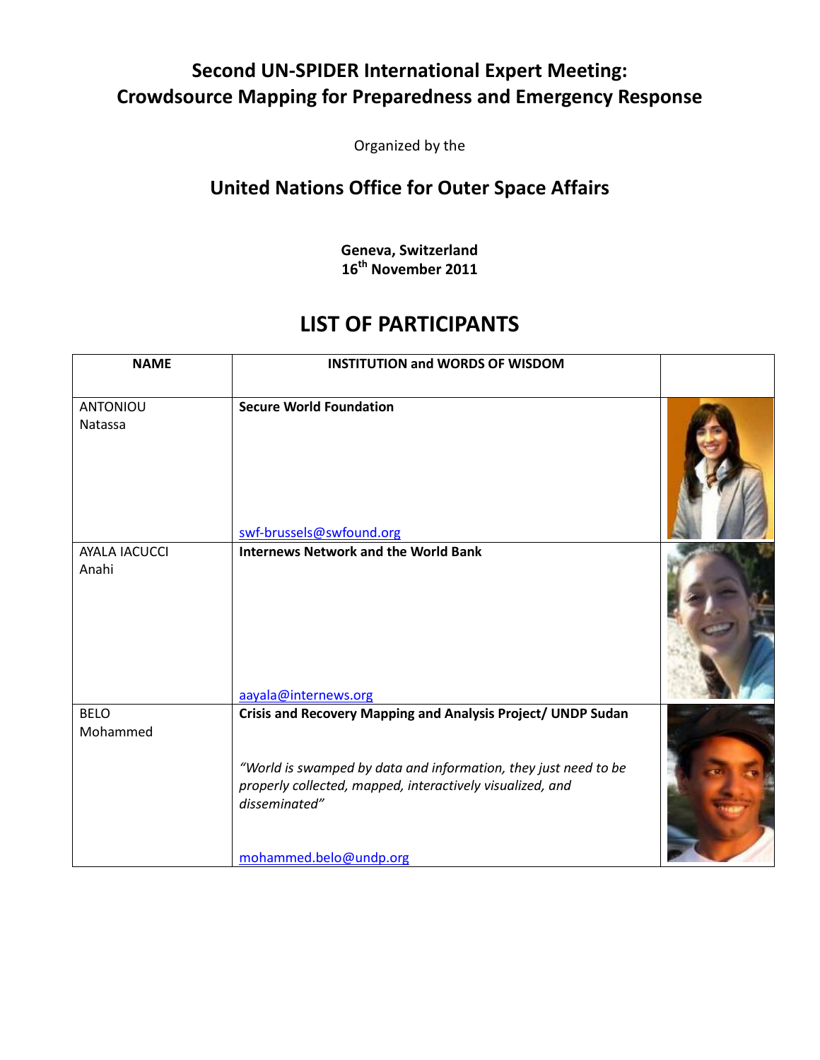# Second UN-SPIDER International Expert Meeting: Crowdsource Mapping for Preparedness and Emergency Response

Organized by the

## United Nations Office for Outer Space Affairs

**Geneva, Switzerland**
**16th November 2011**

## LIST OF PARTICIPANTS

| NAME | INSTITUTION and WORDS OF WISDOM | |
|---|---|---|
| ANTONIOU Natassa | **Secure World Foundation** swf-brussels@swfound.org | |
| AYALA IACUCCI Anahi | **Internews Network and the World Bank** aayala@internews.org | |
| BELO Mohammed | **Crisis and Recovery Mapping and Analysis Project/ UNDP Sudan** *"World is swamped by data and information, they just need to be properly collected, mapped, interactively visualized, and disseminated"* mohammed.belo@undp.org | |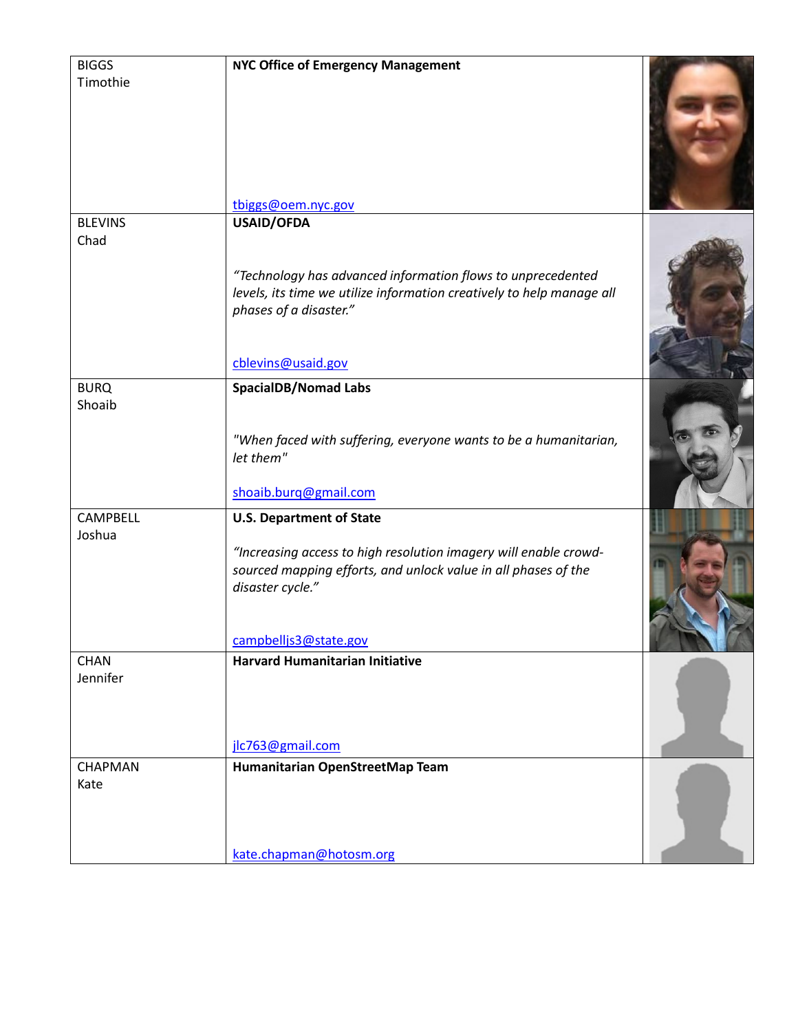| | | |
|---|---|---|
| BIGGS<br>Timothie | **NYC Office of Emergency Management**<br><br>tbiggs@oem.nyc.gov | |
| BLEVINS<br>Chad | **USAID/OFDA**<br><br>*"Technology has advanced information flows to unprecedented levels, its time we utilize information creatively to help manage all phases of a disaster."*<br><br>cblevins@usaid.gov | |
| BURQ<br>Shoaib | **SpacialDB/Nomad Labs**<br><br>*"When faced with suffering, everyone wants to be a humanitarian, let them"*<br><br>shoaib.burq@gmail.com | |
| CAMPBELL<br>Joshua | **U.S. Department of State**<br><br>*"Increasing access to high resolution imagery will enable crowd-sourced mapping efforts, and unlock value in all phases of the disaster cycle."*<br><br>campbelljs3@state.gov | |
| CHAN<br>Jennifer | **Harvard Humanitarian Initiative**<br><br>jlc763@gmail.com | |
| CHAPMAN<br>Kate | **Humanitarian OpenStreetMap Team**<br><br>kate.chapman@hotosm.org | |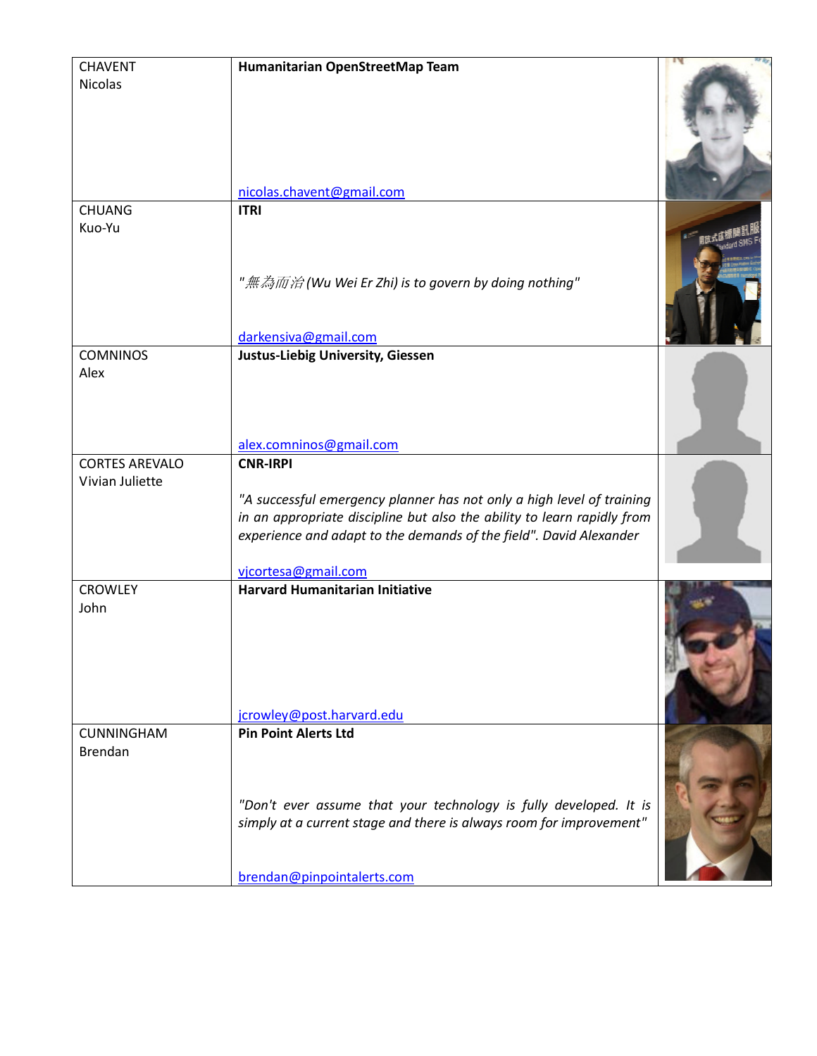| Name | Organization / Details | Photo |
|---|---|---|
| CHAVENT<br>Nicolas | **Humanitarian OpenStreetMap Team**<br><br>nicolas.chavent@gmail.com | |
| CHUANG<br>Kuo-Yu | **ITRI**<br><br>*"無為而治 (Wu Wei Er Zhi) is to govern by doing nothing"*<br><br>darkensiva@gmail.com | |
| COMNINOS<br>Alex | **Justus-Liebig University, Giessen**<br><br>alex.comninos@gmail.com | |
| CORTES AREVALO<br>Vivian Juliette | **CNR-IRPI**<br><br>*"A successful emergency planner has not only a high level of training in an appropriate discipline but also the ability to learn rapidly from experience and adapt to the demands of the field". David Alexander*<br><br>vjcortesa@gmail.com | |
| CROWLEY<br>John | **Harvard Humanitarian Initiative**<br><br>jcrowley@post.harvard.edu | |
| CUNNINGHAM<br>Brendan | **Pin Point Alerts Ltd**<br><br>*"Don't ever assume that your technology is fully developed. It is simply at a current stage and there is always room for improvement"*<br><br>brendan@pinpointalerts.com | |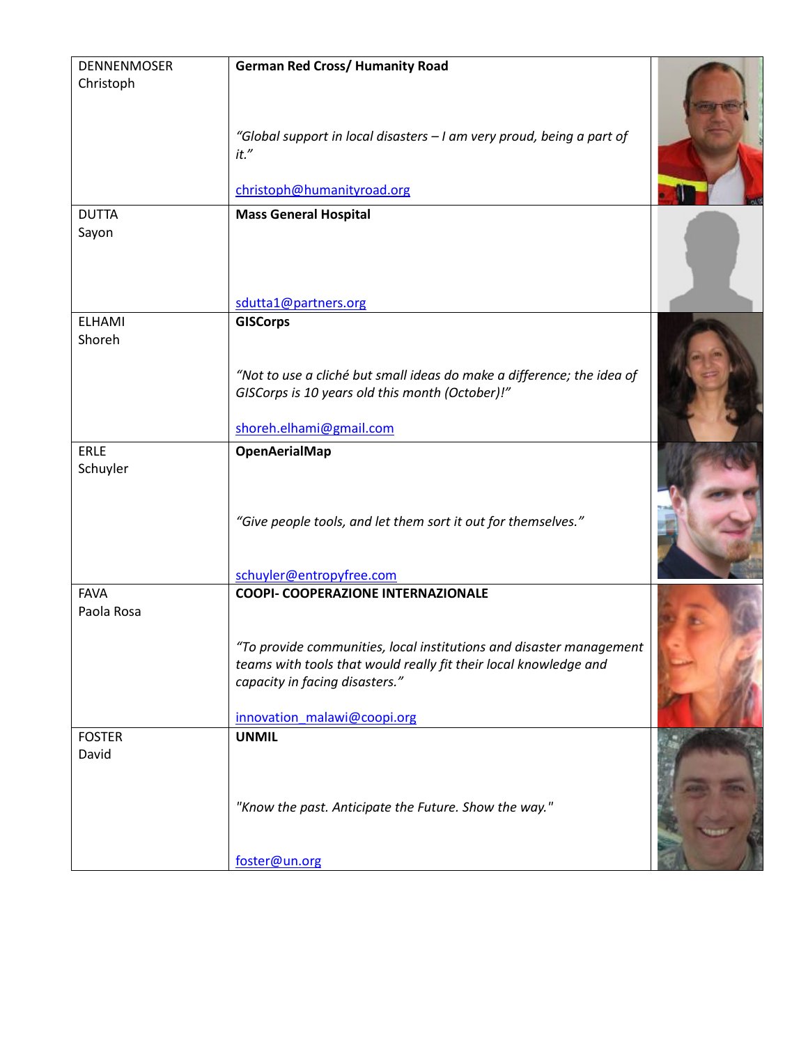| | | |
|---|---|---|
| DENNENMOSER<br>Christoph | **German Red Cross/ Humanity Road**<br><br>*“Global support in local disasters – I am very proud, being a part of it.”*<br><br>christoph@humanityroad.org | |
| DUTTA<br>Sayon | **Mass General Hospital**<br><br>sdutta1@partners.org | |
| ELHAMI<br>Shoreh | **GISCorps**<br><br>*“Not to use a cliché but small ideas do make a difference; the idea of GISCorps is 10 years old this month (October)!”*<br><br>shoreh.elhami@gmail.com | |
| ERLE<br>Schuyler | **OpenAerialMap**<br><br>*“Give people tools, and let them sort it out for themselves.”*<br><br>schuyler@entropyfree.com | |
| FAVA<br>Paola Rosa | **COOPI- COOPERAZIONE INTERNAZIONALE**<br><br>*“To provide communities, local institutions and disaster management teams with tools that would really fit their local knowledge and capacity in facing disasters.”*<br><br>innovation_malawi@coopi.org | |
| FOSTER<br>David | **UNMIL**<br><br>*"Know the past. Anticipate the Future. Show the way."*<br><br>foster@un.org | |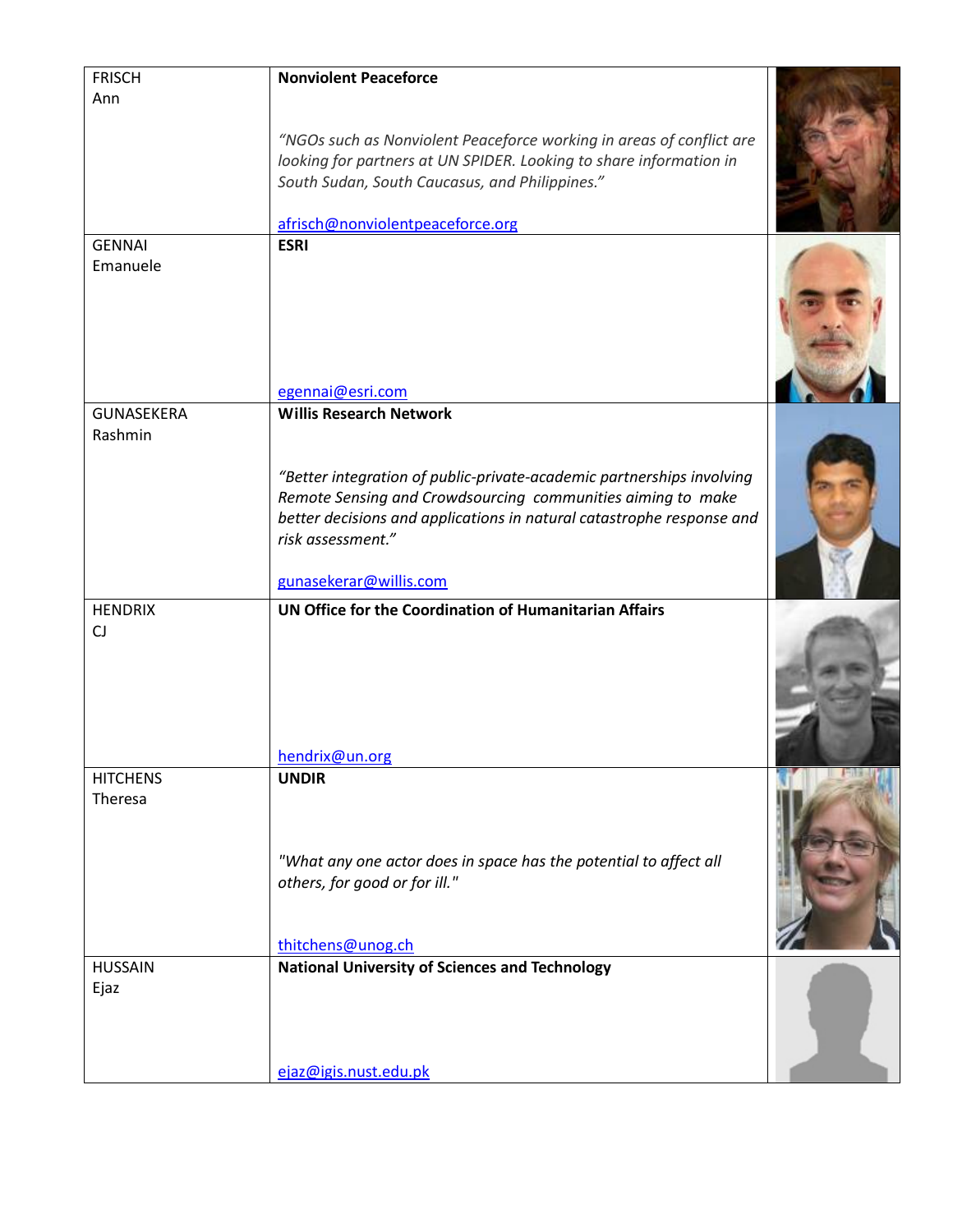| | | |
|---|---|---|
| FRISCH<br>Ann | **Nonviolent Peaceforce**<br><br>*"NGOs such as Nonviolent Peaceforce working in areas of conflict are looking for partners at UN SPIDER. Looking to share information in South Sudan, South Caucasus, and Philippines."*<br><br>afrisch@nonviolentpeaceforce.org | |
| GENNAI<br>Emanuele | **ESRI**<br><br>egennai@esri.com | |
| GUNASEKERA<br>Rashmin | **Willis Research Network**<br><br>*"Better integration of public-private-academic partnerships involving Remote Sensing and Crowdsourcing communities aiming to make better decisions and applications in natural catastrophe response and risk assessment."*<br><br>gunasekerar@willis.com | |
| HENDRIX<br>CJ | **UN Office for the Coordination of Humanitarian Affairs**<br><br>hendrix@un.org | |
| HITCHENS<br>Theresa | **UNDIR**<br><br>*"What any one actor does in space has the potential to affect all others, for good or for ill."*<br><br>thitchens@unog.ch | |
| HUSSAIN<br>Ejaz | **National University of Sciences and Technology**<br><br>ejaz@igis.nust.edu.pk | |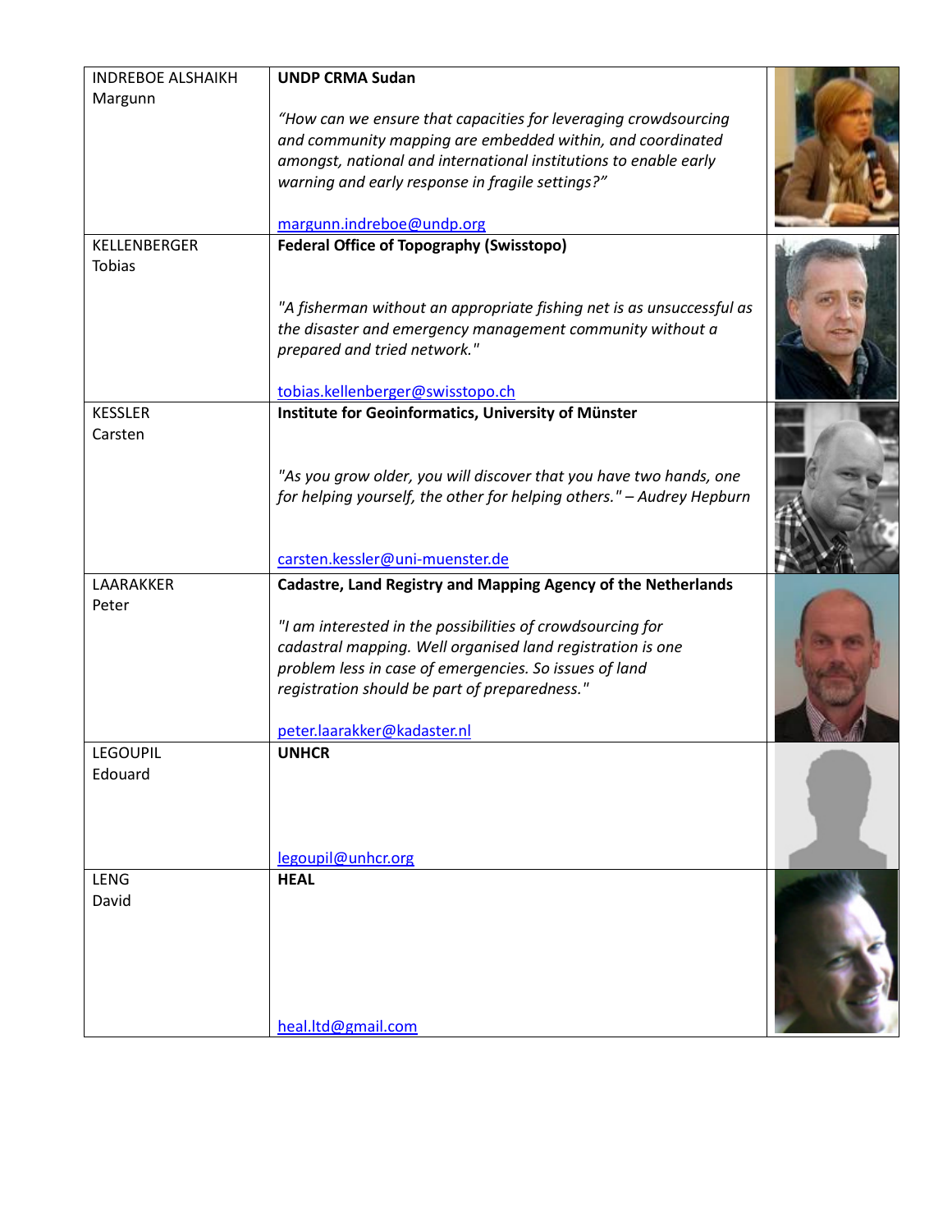| | | |
|---|---|---|
| INDREBOE ALSHAIKH Margunn | **UNDP CRMA Sudan**<br><br>*"How can we ensure that capacities for leveraging crowdsourcing and community mapping are embedded within, and coordinated amongst, national and international institutions to enable early warning and early response in fragile settings?"*<br><br>margunn.indreboe@undp.org | |
| KELLENBERGER Tobias | **Federal Office of Topography (Swisstopo)**<br><br>*"A fisherman without an appropriate fishing net is as unsuccessful as the disaster and emergency management community without a prepared and tried network."*<br><br>tobias.kellenberger@swisstopo.ch | |
| KESSLER Carsten | **Institute for Geoinformatics, University of Münster**<br><br>*"As you grow older, you will discover that you have two hands, one for helping yourself, the other for helping others." – Audrey Hepburn*<br><br>carsten.kessler@uni-muenster.de | |
| LAARAKKER Peter | **Cadastre, Land Registry and Mapping Agency of the Netherlands**<br><br>*"I am interested in the possibilities of crowdsourcing for cadastral mapping. Well organised land registration is one problem less in case of emergencies. So issues of land registration should be part of preparedness."*<br><br>peter.laarakker@kadaster.nl | |
| LEGOUPIL Edouard | **UNHCR**<br><br>legoupil@unhcr.org | |
| LENG David | **HEAL**<br><br>heal.ltd@gmail.com | |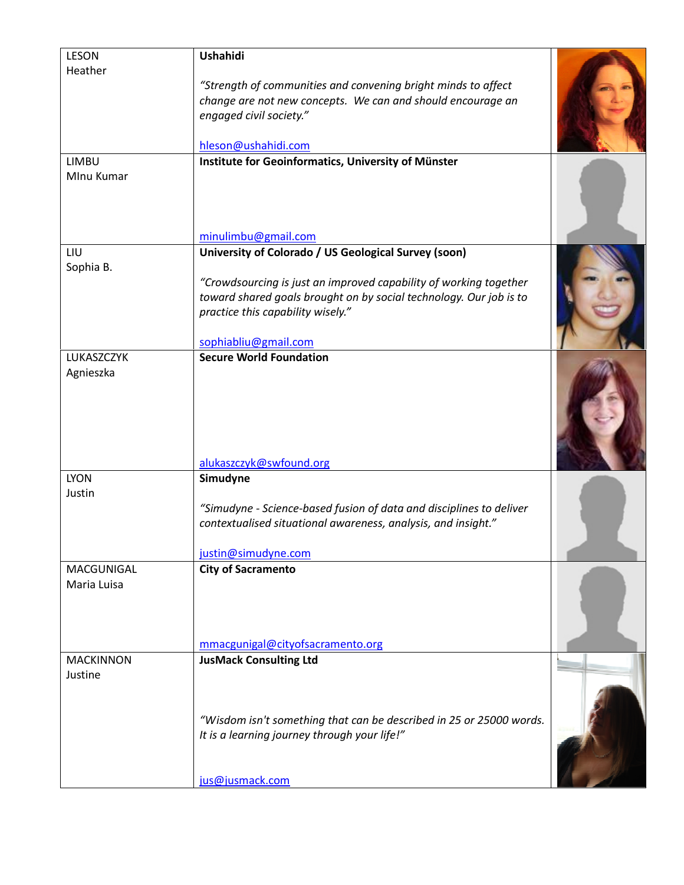| | | |
|---|---|---|
| LESON<br>Heather | **Ushahidi**<br><br>*"Strength of communities and convening bright minds to affect change are not new concepts. We can and should encourage an engaged civil society."*<br><br>hleson@ushahidi.com | |
| LIMBU<br>MInu Kumar | **Institute for Geoinformatics, University of Münster**<br><br>minulimbu@gmail.com | |
| LIU<br>Sophia B. | **University of Colorado / US Geological Survey (soon)**<br><br>*"Crowdsourcing is just an improved capability of working together toward shared goals brought on by social technology. Our job is to practice this capability wisely."*<br><br>sophiabliu@gmail.com | |
| LUKASZCZYK<br>Agnieszka | **Secure World Foundation**<br><br>alukaszczyk@swfound.org | |
| LYON<br>Justin | **Simudyne**<br><br>*"Simudyne - Science-based fusion of data and disciplines to deliver contextualised situational awareness, analysis, and insight."*<br><br>justin@simudyne.com | |
| MACGUNIGAL<br>Maria Luisa | **City of Sacramento**<br><br>mmacgunigal@cityofsacramento.org | |
| MACKINNON<br>Justine | **JusMack Consulting Ltd**<br><br>*"Wisdom isn't something that can be described in 25 or 25000 words. It is a learning journey through your life!"*<br><br>jus@jusmack.com | |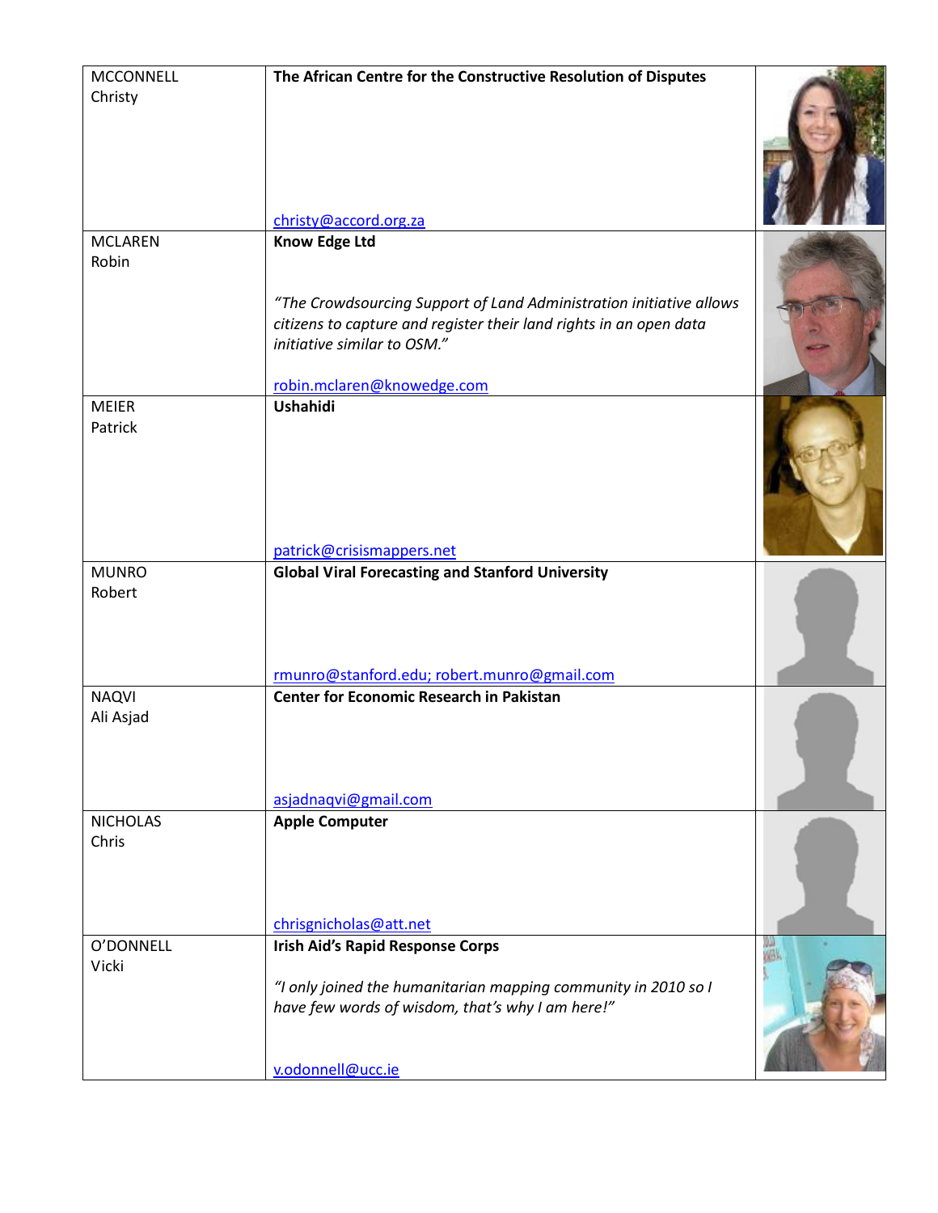| | | |
|---|---|---|
| MCCONNELL<br>Christy | **The African Centre for the Constructive Resolution of Disputes**<br><br>christy@accord.org.za | |
| MCLAREN<br>Robin | **Know Edge Ltd**<br><br>*"The Crowdsourcing Support of Land Administration initiative allows citizens to capture and register their land rights in an open data initiative similar to OSM."*<br><br>robin.mclaren@knowedge.com | |
| MEIER<br>Patrick | **Ushahidi**<br><br>patrick@crisismappers.net | |
| MUNRO<br>Robert | **Global Viral Forecasting and Stanford University**<br><br>rmunro@stanford.edu; robert.munro@gmail.com | |
| NAQVI<br>Ali Asjad | **Center for Economic Research in Pakistan**<br><br>asjadnaqvi@gmail.com | |
| NICHOLAS<br>Chris | **Apple Computer**<br><br>chrisgnicholas@att.net | |
| O'DONNELL<br>Vicki | **Irish Aid's Rapid Response Corps**<br><br>*"I only joined the humanitarian mapping community in 2010 so I have few words of wisdom, that's why I am here!"*<br><br>v.odonnell@ucc.ie | |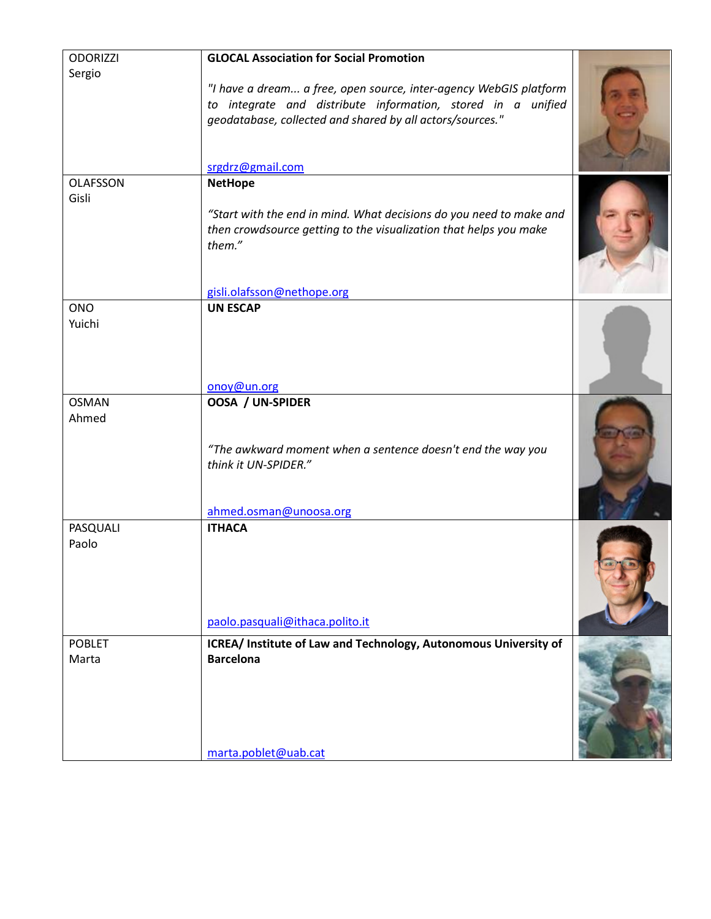| | | |
|---|---|---|
| ODORIZZI<br>Sergio | **GLOCAL Association for Social Promotion**<br><br>*"I have a dream... a free, open source, inter-agency WebGIS platform to integrate and distribute information, stored in a unified geodatabase, collected and shared by all actors/sources."*<br><br>srgdrz@gmail.com | |
| OLAFSSON<br>Gisli | **NetHope**<br><br>*"Start with the end in mind. What decisions do you need to make and then crowdsource getting to the visualization that helps you make them."*<br><br>gisli.olafsson@nethope.org | |
| ONO<br>Yuichi | **UN ESCAP**<br><br>onoy@un.org | |
| OSMAN<br>Ahmed | **OOSA / UN-SPIDER**<br><br>*"The awkward moment when a sentence doesn't end the way you think it UN-SPIDER."*<br><br>ahmed.osman@unoosa.org | |
| PASQUALI<br>Paolo | **ITHACA**<br><br>paolo.pasquali@ithaca.polito.it | |
| POBLET<br>Marta | **ICREA/ Institute of Law and Technology, Autonomous University of Barcelona**<br><br>marta.poblet@uab.cat | |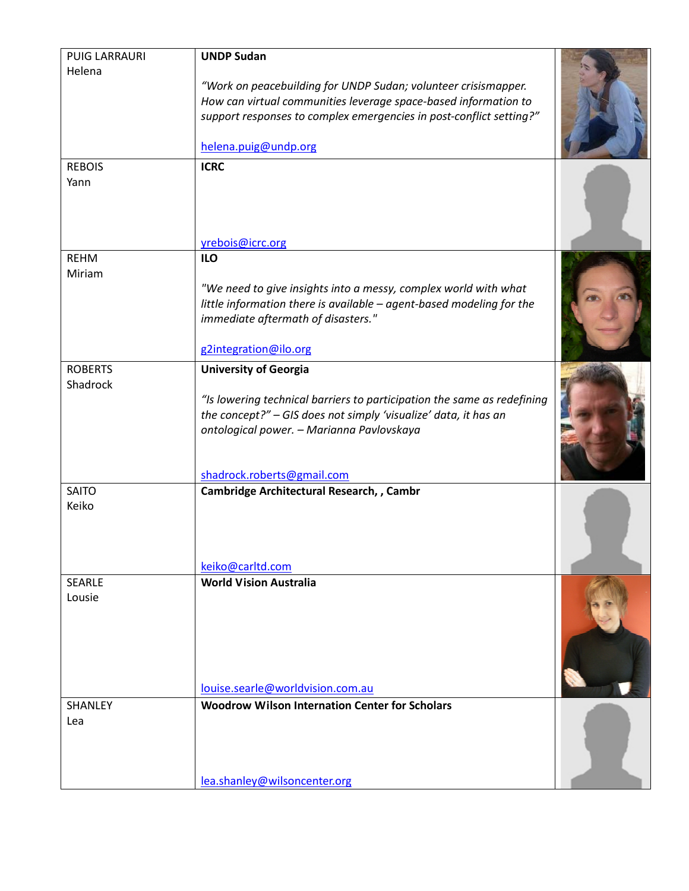| | | |
|---|---|---|
| PUIG LARRAURI<br>Helena | **UNDP Sudan**<br><br>*"Work on peacebuilding for UNDP Sudan; volunteer crisismapper. How can virtual communities leverage space-based information to support responses to complex emergencies in post-conflict setting?"*<br><br>helena.puig@undp.org | |
| REBOIS<br>Yann | **ICRC**<br><br>yrebois@icrc.org | |
| REHM<br>Miriam | **ILO**<br><br>*"We need to give insights into a messy, complex world with what little information there is available – agent-based modeling for the immediate aftermath of disasters."*<br><br>g2integration@ilo.org | |
| ROBERTS<br>Shadrock | **University of Georgia**<br><br>*"Is lowering technical barriers to participation the same as redefining the concept?" – GIS does not simply 'visualize' data, it has an ontological power. – Marianna Pavlovskaya*<br><br>shadrock.roberts@gmail.com | |
| SAITO<br>Keiko | **Cambridge Architectural Research, , Cambr**<br><br>keiko@carltd.com | |
| SEARLE<br>Lousie | **World Vision Australia**<br><br>louise.searle@worldvision.com.au | |
| SHANLEY<br>Lea | **Woodrow Wilson Internation Center for Scholars**<br><br>lea.shanley@wilsoncenter.org | |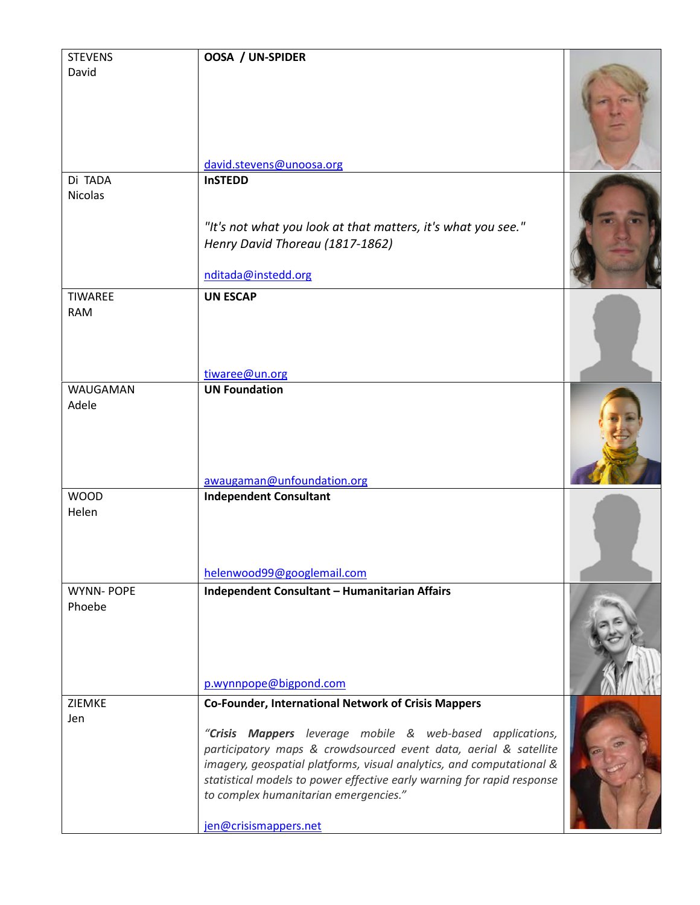| | | |
|---|---|---|
| STEVENS<br>David | **OOSA / UN-SPIDER**<br><br>david.stevens@unoosa.org | |
| Di TADA<br>Nicolas | **InSTEDD**<br><br>*"It's not what you look at that matters, it's what you see."*<br>*Henry David Thoreau (1817-1862)*<br><br>nditada@instedd.org | |
| TIWAREE<br>RAM | **UN ESCAP**<br><br>tiwaree@un.org | |
| WAUGAMAN<br>Adele | **UN Foundation**<br><br>awaugaman@unfoundation.org | |
| WOOD<br>Helen | **Independent Consultant**<br><br>helenwood99@googlemail.com | |
| WYNN- POPE<br>Phoebe | **Independent Consultant – Humanitarian Affairs**<br><br>p.wynnpope@bigpond.com | |
| ZIEMKE<br>Jen | **Co-Founder, International Network of Crisis Mappers**<br><br>*"**Crisis Mappers** leverage mobile & web-based applications, participatory maps & crowdsourced event data, aerial & satellite imagery, geospatial platforms, visual analytics, and computational & statistical models to power effective early warning for rapid response to complex humanitarian emergencies."*<br><br>jen@crisismappers.net | |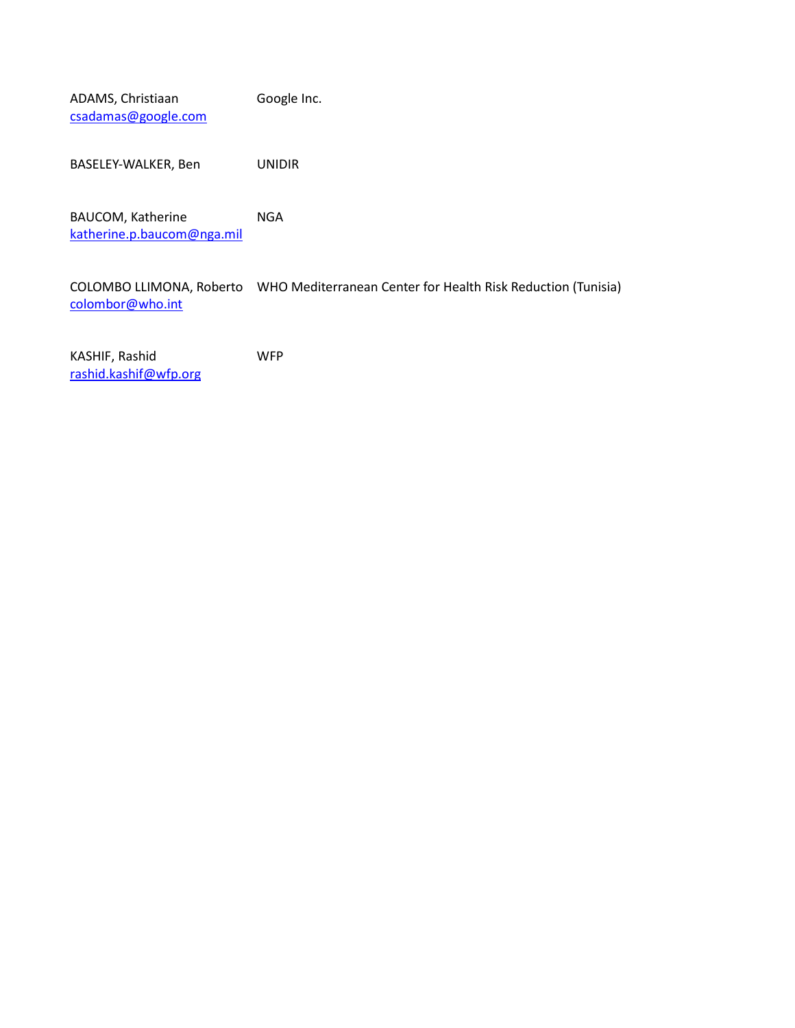| | |
|---|---|
| ADAMS, Christiaan<br>csadamas@google.com | Google Inc. |
| BASELEY-WALKER, Ben | UNIDIR |
| BAUCOM, Katherine<br>katherine.p.baucom@nga.mil | NGA |
| COLOMBO LLIMONA, Roberto<br>colombor@who.int | WHO Mediterranean Center for Health Risk Reduction (Tunisia) |
| KASHIF, Rashid<br>rashid.kashif@wfp.org | WFP |